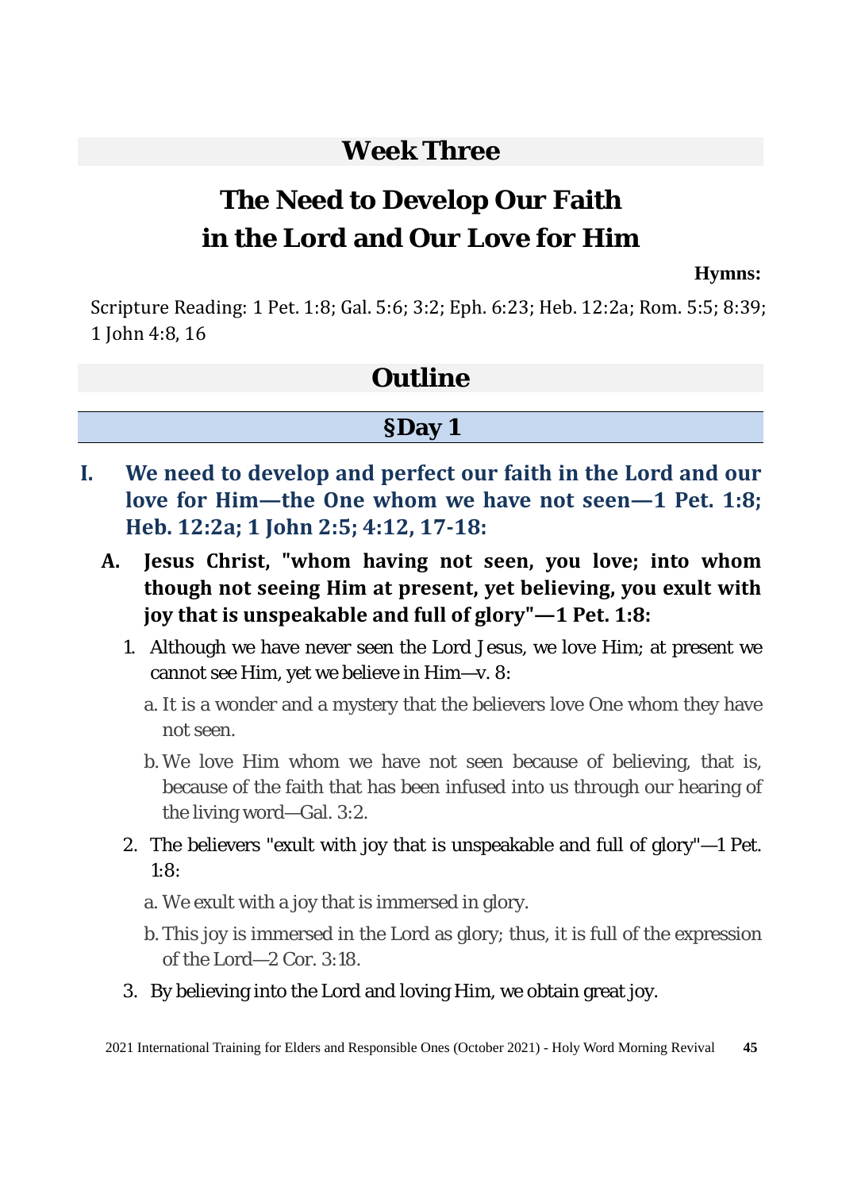# Week Three

# The Need to Develop Our Faith in the Lord and Our Love for Him

**Hymns:**

Scripture Reading: 1 Pet. 1:8; Gal. 5:6; 3:2; Eph. 6:23; Heb. 12:2a; Rom. 5:5; 8:39; 1 John 4:8, 16

## Outline

### §Day 1

**I. We need to develop and perfect our faith in the Lord and our love for Him—the One whom we have not seen—1 Pet. 1:8; Heb. 12:2a; 1 John 2:5; 4:12, 17-18:**

**A. Jesus Christ, "whom having not seen, you love; into whom though not seeing Him at present, yet believing, you exult with joy that is unspeakable and full of glory"—1 Pet. 1:8:**

1. Although we have never seen the Lord Jesus, we love Him; at present we cannot see Him, yet we believe in Him—v. 8:
   - a. It is a wonder and a mystery that the believers love One whom they have not seen.
   - b. We love Him whom we have not seen because of believing, that is, because of the faith that has been infused into us through our hearing of the living word—Gal. 3:2.
2. The believers "exult with joy that is unspeakable and full of glory"—1 Pet. 1:8:
   - a. We exult with a joy that is immersed in glory.
   - b. This joy is immersed in the Lord as glory; thus, it is full of the expression of the Lord—2 Cor. 3:18.
3. By believing into the Lord and loving Him, we obtain great joy.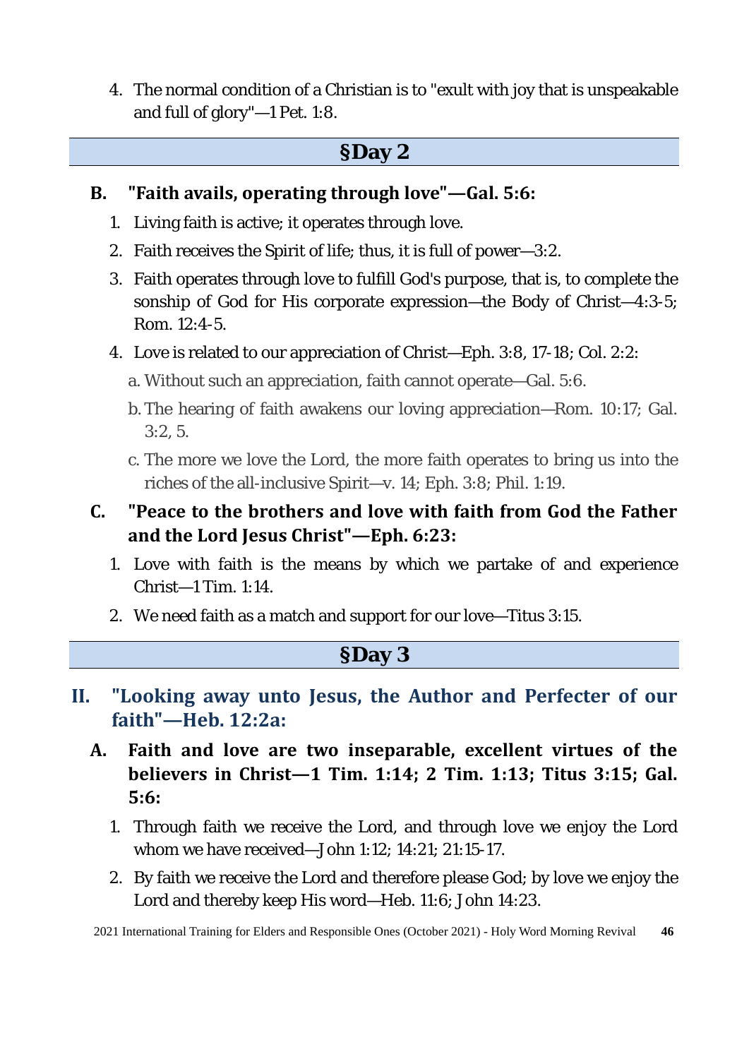4. The normal condition of a Christian is to "exult with joy that is unspeakable and full of glory"—1 Pet. 1:8.

## §Day 2

### B. "Faith avails, operating through love"—Gal. 5:6:

1. Living faith is active; it operates through love.
2. Faith receives the Spirit of life; thus, it is full of power—3:2.
3. Faith operates through love to fulfill God's purpose, that is, to complete the sonship of God for His corporate expression—the Body of Christ—4:3-5; Rom. 12:4-5.
4. Love is related to our appreciation of Christ—Eph. 3:8, 17-18; Col. 2:2:
   a. Without such an appreciation, faith cannot operate—Gal. 5:6.
   b. The hearing of faith awakens our loving appreciation—Rom. 10:17; Gal. 3:2, 5.
   c. The more we love the Lord, the more faith operates to bring us into the riches of the all-inclusive Spirit—v. 14; Eph. 3:8; Phil. 1:19.

### C. "Peace to the brothers and love with faith from God the Father and the Lord Jesus Christ"—Eph. 6:23:

1. Love with faith is the means by which we partake of and experience Christ—1 Tim. 1:14.
2. We need faith as a match and support for our love—Titus 3:15.

## §Day 3

## II. "Looking away unto Jesus, the Author and Perfecter of our faith"—Heb. 12:2a:

### A. Faith and love are two inseparable, excellent virtues of the believers in Christ—1 Tim. 1:14; 2 Tim. 1:13; Titus 3:15; Gal. 5:6:

1. Through faith we receive the Lord, and through love we enjoy the Lord whom we have received—John 1:12; 14:21; 21:15-17.
2. By faith we receive the Lord and therefore please God; by love we enjoy the Lord and thereby keep His word—Heb. 11:6; John 14:23.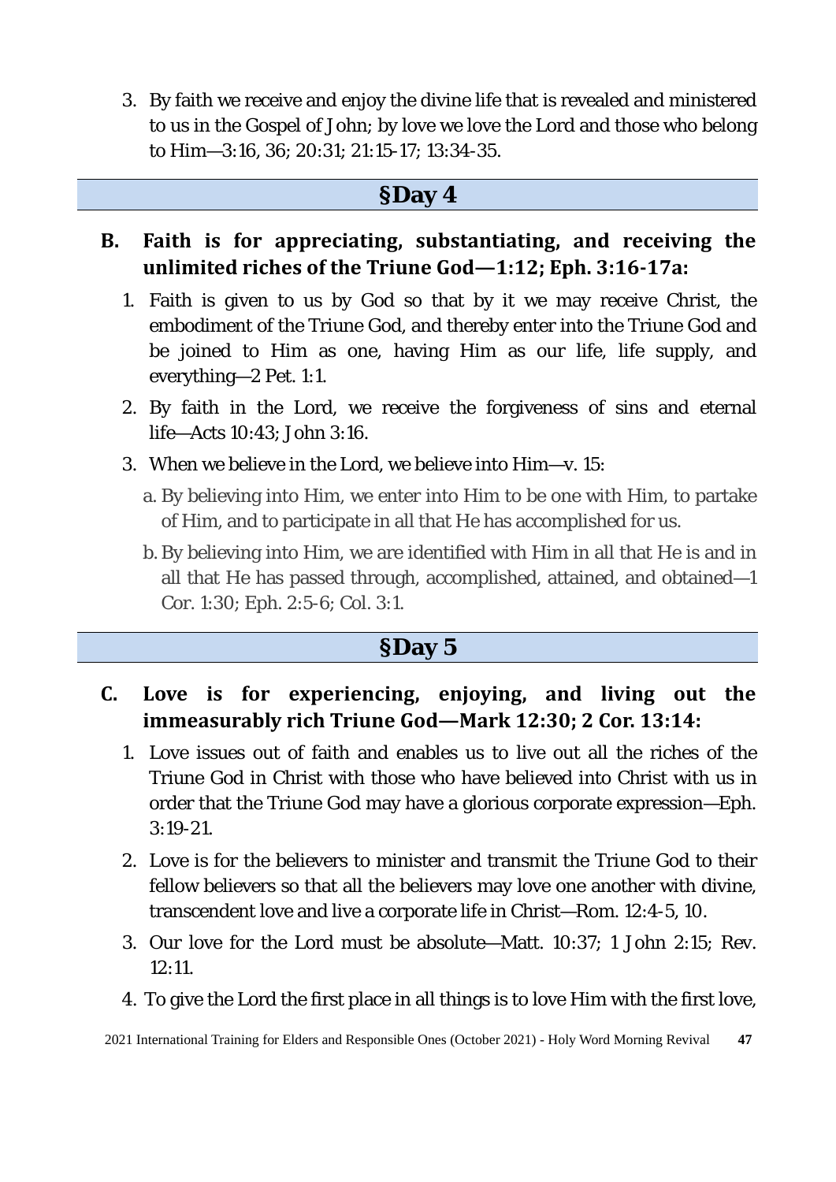3. By faith we receive and enjoy the divine life that is revealed and ministered to us in the Gospel of John; by love we love the Lord and those who belong to Him—3:16, 36; 20:31; 21:15-17; 13:34-35.

## §Day 4

### B. Faith is for appreciating, substantiating, and receiving the unlimited riches of the Triune God—1:12; Eph. 3:16-17a:

1. Faith is given to us by God so that by it we may receive Christ, the embodiment of the Triune God, and thereby enter into the Triune God and be joined to Him as one, having Him as our life, life supply, and everything—2 Pet. 1:1.
2. By faith in the Lord, we receive the forgiveness of sins and eternal life—Acts 10:43; John 3:16.
3. When we believe in the Lord, we believe into Him—v. 15:
   a. By believing into Him, we enter into Him to be one with Him, to partake of Him, and to participate in all that He has accomplished for us.
   b. By believing into Him, we are identified with Him in all that He is and in all that He has passed through, accomplished, attained, and obtained—1 Cor. 1:30; Eph. 2:5-6; Col. 3:1.

## §Day 5

### C. Love is for experiencing, enjoying, and living out the immeasurably rich Triune God—Mark 12:30; 2 Cor. 13:14:

1. Love issues out of faith and enables us to live out all the riches of the Triune God in Christ with those who have believed into Christ with us in order that the Triune God may have a glorious corporate expression—Eph. 3:19-21.
2. Love is for the believers to minister and transmit the Triune God to their fellow believers so that all the believers may love one another with divine, transcendent love and live a corporate life in Christ—Rom. 12:4-5, 10.
3. Our love for the Lord must be absolute—Matt. 10:37; 1 John 2:15; Rev. 12:11.
4. To give the Lord the first place in all things is to love Him with the first love,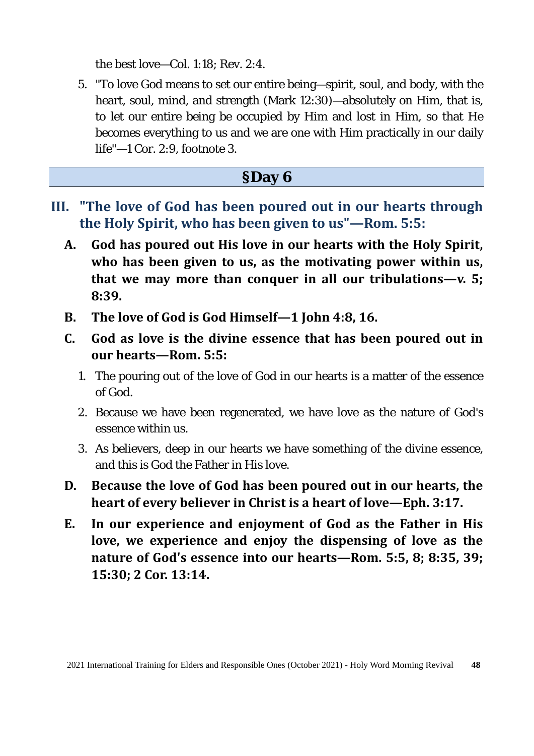the best love—Col. 1:18; Rev. 2:4.

5. "To love God means to set our entire being—spirit, soul, and body, with the heart, soul, mind, and strength (Mark 12:30)—absolutely on Him, that is, to let our entire being be occupied by Him and lost in Him, so that He becomes everything to us and we are one with Him practically in our daily life"—1 Cor. 2:9, footnote 3.

## §Day 6

### III. "The love of God has been poured out in our hearts through the Holy Spirit, who has been given to us"—Rom. 5:5:

**A. God has poured out His love in our hearts with the Holy Spirit, who has been given to us, as the motivating power within us, that we may more than conquer in all our tribulations—v. 5; 8:39.**

**B. The love of God is God Himself—1 John 4:8, 16.**

**C. God as love is the divine essence that has been poured out in our hearts—Rom. 5:5:**

1. The pouring out of the love of God in our hearts is a matter of the essence of God.
2. Because we have been regenerated, we have love as the nature of God's essence within us.
3. As believers, deep in our hearts we have something of the divine essence, and this is God the Father in His love.

**D. Because the love of God has been poured out in our hearts, the heart of every believer in Christ is a heart of love—Eph. 3:17.**

**E. In our experience and enjoyment of God as the Father in His love, we experience and enjoy the dispensing of love as the nature of God's essence into our hearts—Rom. 5:5, 8; 8:35, 39; 15:30; 2 Cor. 13:14.**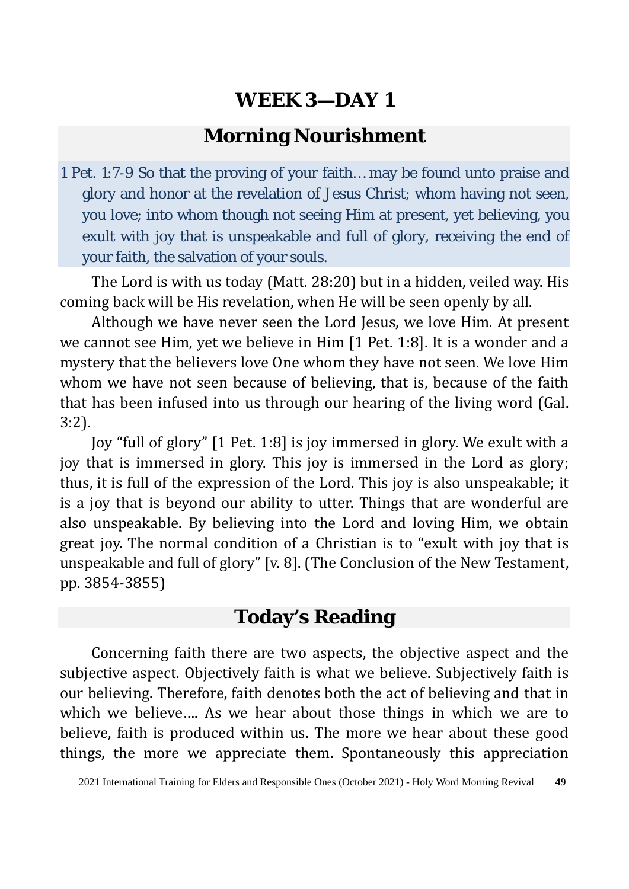# WEEK 3—DAY 1

## Morning Nourishment

1 Pet. 1:7-9 So that the proving of your faith…may be found unto praise and glory and honor at the revelation of Jesus Christ; whom having not seen, you love; into whom though not seeing Him at present, yet believing, you exult with joy that is unspeakable and full of glory, receiving the end of your faith, the salvation of your souls.

The Lord is with us today (Matt. 28:20) but in a hidden, veiled way. His coming back will be His revelation, when He will be seen openly by all.

Although we have never seen the Lord Jesus, we love Him. At present we cannot see Him, yet we believe in Him [1 Pet. 1:8]. It is a wonder and a mystery that the believers love One whom they have not seen. We love Him whom we have not seen because of believing, that is, because of the faith that has been infused into us through our hearing of the living word (Gal. 3:2).

Joy "full of glory" [1 Pet. 1:8] is joy immersed in glory. We exult with a joy that is immersed in glory. This joy is immersed in the Lord as glory; thus, it is full of the expression of the Lord. This joy is also unspeakable; it is a joy that is beyond our ability to utter. Things that are wonderful are also unspeakable. By believing into the Lord and loving Him, we obtain great joy. The normal condition of a Christian is to "exult with joy that is unspeakable and full of glory" [v. 8]. (The Conclusion of the New Testament, pp. 3854-3855)

## Today's Reading

Concerning faith there are two aspects, the objective aspect and the subjective aspect. Objectively faith is what we believe. Subjectively faith is our believing. Therefore, faith denotes both the act of believing and that in which we believe…. As we hear about those things in which we are to believe, faith is produced within us. The more we hear about these good things, the more we appreciate them. Spontaneously this appreciation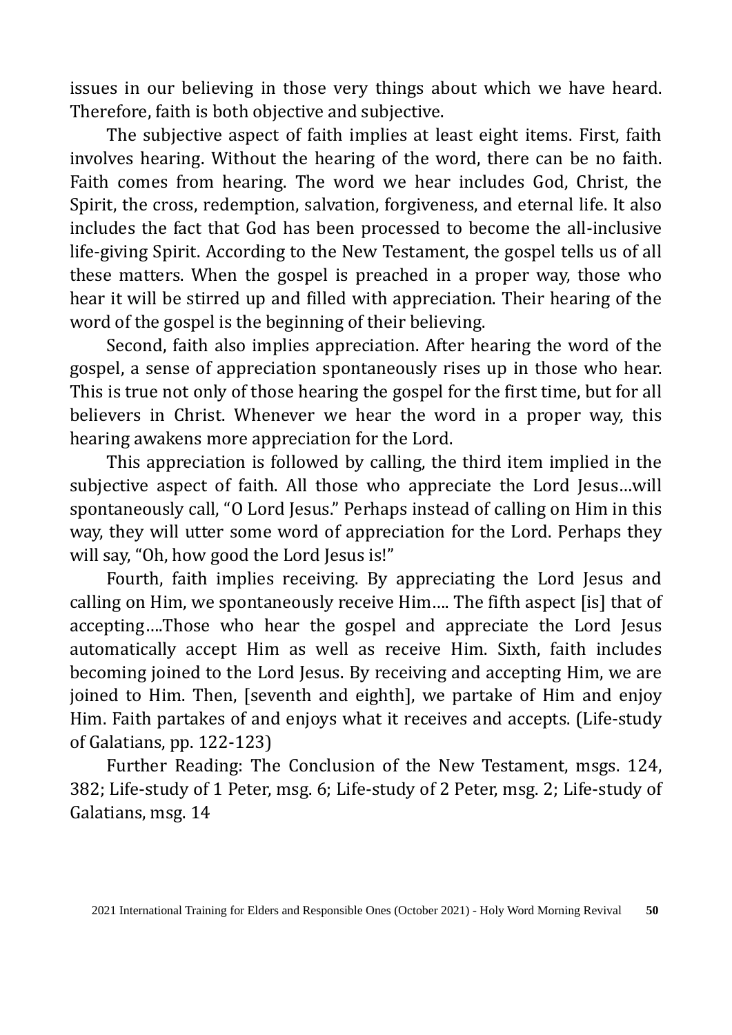issues in our believing in those very things about which we have heard. Therefore, faith is both objective and subjective.

The subjective aspect of faith implies at least eight items. First, faith involves hearing. Without the hearing of the word, there can be no faith. Faith comes from hearing. The word we hear includes God, Christ, the Spirit, the cross, redemption, salvation, forgiveness, and eternal life. It also includes the fact that God has been processed to become the all-inclusive life-giving Spirit. According to the New Testament, the gospel tells us of all these matters. When the gospel is preached in a proper way, those who hear it will be stirred up and filled with appreciation. Their hearing of the word of the gospel is the beginning of their believing.

Second, faith also implies appreciation. After hearing the word of the gospel, a sense of appreciation spontaneously rises up in those who hear. This is true not only of those hearing the gospel for the first time, but for all believers in Christ. Whenever we hear the word in a proper way, this hearing awakens more appreciation for the Lord.

This appreciation is followed by calling, the third item implied in the subjective aspect of faith. All those who appreciate the Lord Jesus…will spontaneously call, "O Lord Jesus." Perhaps instead of calling on Him in this way, they will utter some word of appreciation for the Lord. Perhaps they will say, "Oh, how good the Lord Jesus is!"

Fourth, faith implies receiving. By appreciating the Lord Jesus and calling on Him, we spontaneously receive Him…. The fifth aspect [is] that of accepting….Those who hear the gospel and appreciate the Lord Jesus automatically accept Him as well as receive Him. Sixth, faith includes becoming joined to the Lord Jesus. By receiving and accepting Him, we are joined to Him. Then, [seventh and eighth], we partake of Him and enjoy Him. Faith partakes of and enjoys what it receives and accepts. (Life-study of Galatians, pp. 122-123)

Further Reading: The Conclusion of the New Testament, msgs. 124, 382; Life-study of 1 Peter, msg. 6; Life-study of 2 Peter, msg. 2; Life-study of Galatians, msg. 14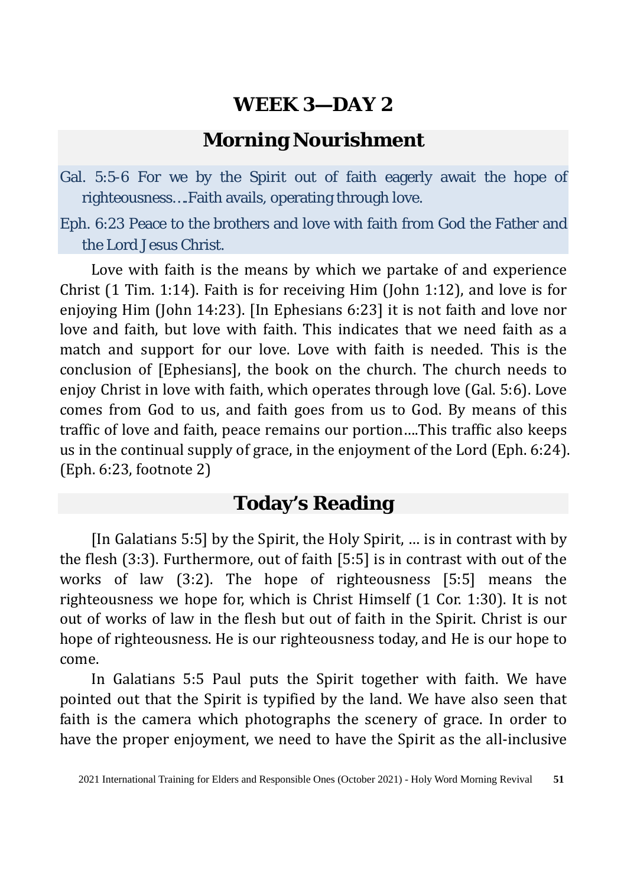# WEEK 3—DAY 2

## Morning Nourishment

Gal. 5:5-6 For we by the Spirit out of faith eagerly await the hope of righteousness….Faith avails, operating through love.

Eph. 6:23 Peace to the brothers and love with faith from God the Father and the Lord Jesus Christ.

Love with faith is the means by which we partake of and experience Christ (1 Tim. 1:14). Faith is for receiving Him (John 1:12), and love is for enjoying Him (John 14:23). [In Ephesians 6:23] it is not faith and love nor love and faith, but love with faith. This indicates that we need faith as a match and support for our love. Love with faith is needed. This is the conclusion of [Ephesians], the book on the church. The church needs to enjoy Christ in love with faith, which operates through love (Gal. 5:6). Love comes from God to us, and faith goes from us to God. By means of this traffic of love and faith, peace remains our portion....This traffic also keeps us in the continual supply of grace, in the enjoyment of the Lord (Eph. 6:24). (Eph. 6:23, footnote 2)

## Today's Reading

[In Galatians 5:5] by the Spirit, the Holy Spirit, … is in contrast with by the flesh (3:3). Furthermore, out of faith [5:5] is in contrast with out of the works of law (3:2). The hope of righteousness [5:5] means the righteousness we hope for, which is Christ Himself (1 Cor. 1:30). It is not out of works of law in the flesh but out of faith in the Spirit. Christ is our hope of righteousness. He is our righteousness today, and He is our hope to come.

In Galatians 5:5 Paul puts the Spirit together with faith. We have pointed out that the Spirit is typified by the land. We have also seen that faith is the camera which photographs the scenery of grace. In order to have the proper enjoyment, we need to have the Spirit as the all-inclusive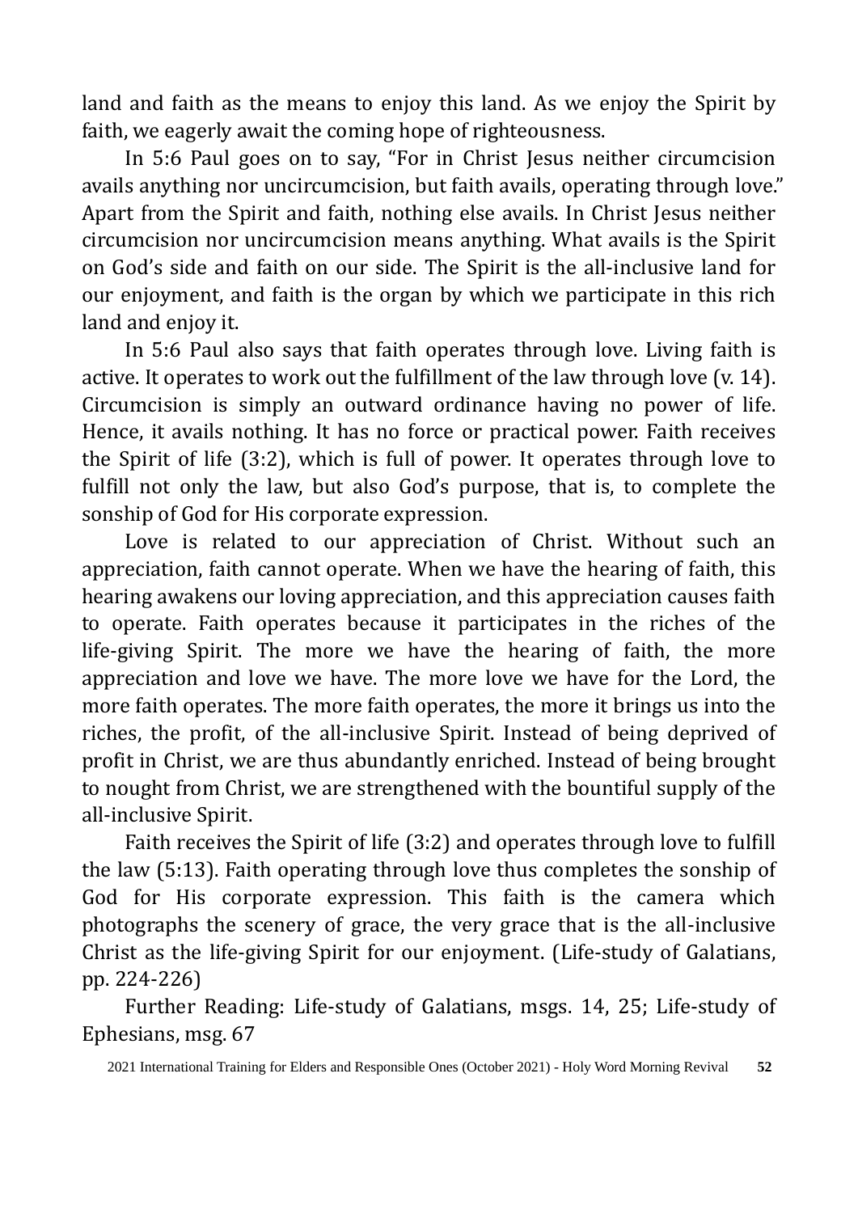land and faith as the means to enjoy this land. As we enjoy the Spirit by faith, we eagerly await the coming hope of righteousness.

In 5:6 Paul goes on to say, "For in Christ Jesus neither circumcision avails anything nor uncircumcision, but faith avails, operating through love." Apart from the Spirit and faith, nothing else avails. In Christ Jesus neither circumcision nor uncircumcision means anything. What avails is the Spirit on God's side and faith on our side. The Spirit is the all-inclusive land for our enjoyment, and faith is the organ by which we participate in this rich land and enjoy it.

In 5:6 Paul also says that faith operates through love. Living faith is active. It operates to work out the fulfillment of the law through love (v. 14). Circumcision is simply an outward ordinance having no power of life. Hence, it avails nothing. It has no force or practical power. Faith receives the Spirit of life (3:2), which is full of power. It operates through love to fulfill not only the law, but also God's purpose, that is, to complete the sonship of God for His corporate expression.

Love is related to our appreciation of Christ. Without such an appreciation, faith cannot operate. When we have the hearing of faith, this hearing awakens our loving appreciation, and this appreciation causes faith to operate. Faith operates because it participates in the riches of the life-giving Spirit. The more we have the hearing of faith, the more appreciation and love we have. The more love we have for the Lord, the more faith operates. The more faith operates, the more it brings us into the riches, the profit, of the all-inclusive Spirit. Instead of being deprived of profit in Christ, we are thus abundantly enriched. Instead of being brought to nought from Christ, we are strengthened with the bountiful supply of the all-inclusive Spirit.

Faith receives the Spirit of life (3:2) and operates through love to fulfill the law (5:13). Faith operating through love thus completes the sonship of God for His corporate expression. This faith is the camera which photographs the scenery of grace, the very grace that is the all-inclusive Christ as the life-giving Spirit for our enjoyment. (Life-study of Galatians, pp. 224-226)

Further Reading: Life-study of Galatians, msgs. 14, 25; Life-study of Ephesians, msg. 67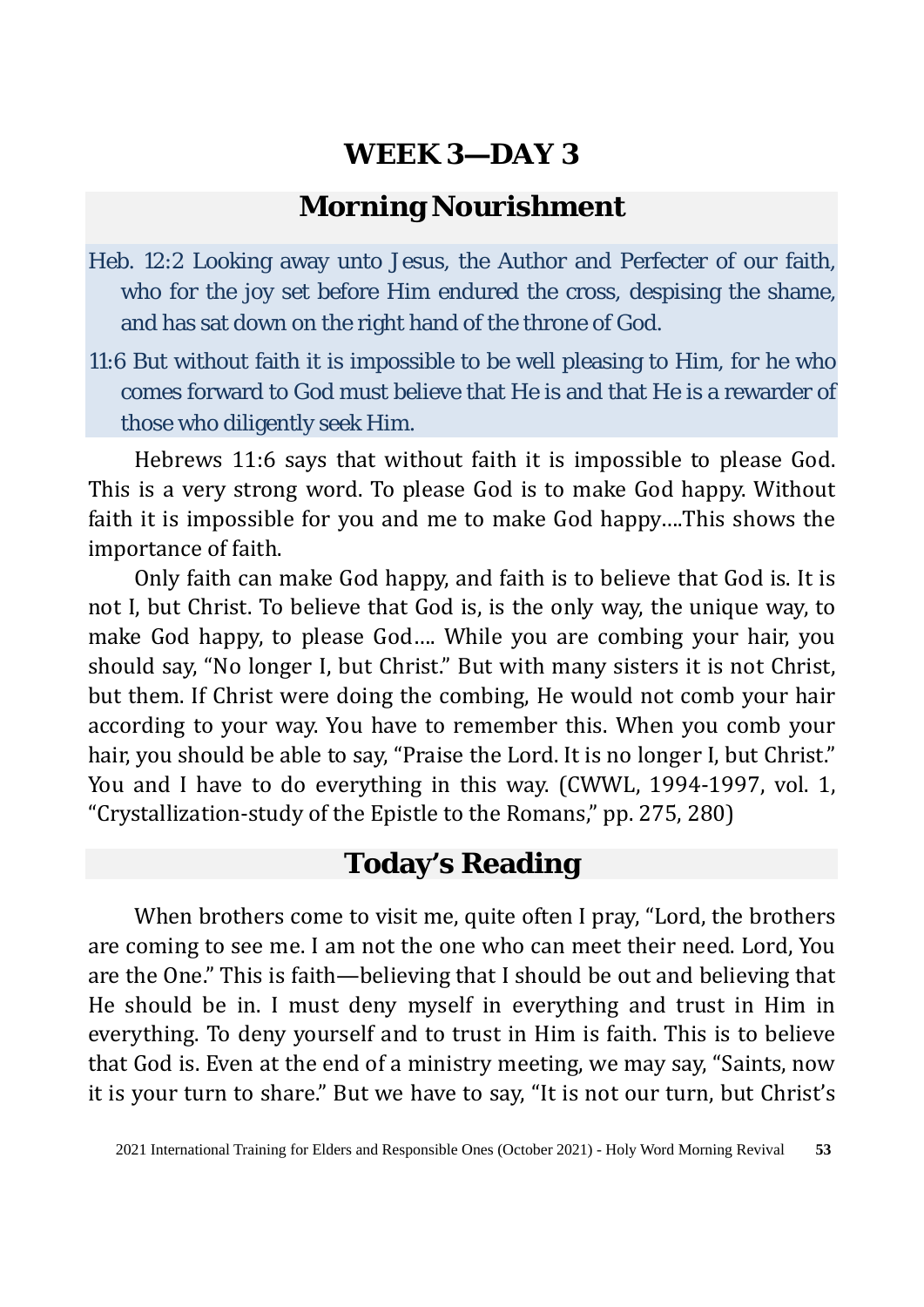## WEEK 3—DAY 3

## Morning Nourishment

Heb. 12:2 Looking away unto Jesus, the Author and Perfecter of our faith, who for the joy set before Him endured the cross, despising the shame, and has sat down on the right hand of the throne of God.

11:6 But without faith it is impossible to be well pleasing to Him, for he who comes forward to God must believe that He is and that He is a rewarder of those who diligently seek Him.

Hebrews 11:6 says that without faith it is impossible to please God. This is a very strong word. To please God is to make God happy. Without faith it is impossible for you and me to make God happy….This shows the importance of faith.

Only faith can make God happy, and faith is to believe that God is. It is not I, but Christ. To believe that God is, is the only way, the unique way, to make God happy, to please God…. While you are combing your hair, you should say, "No longer I, but Christ." But with many sisters it is not Christ, but them. If Christ were doing the combing, He would not comb your hair according to your way. You have to remember this. When you comb your hair, you should be able to say, "Praise the Lord. It is no longer I, but Christ." You and I have to do everything in this way. (CWWL, 1994-1997, vol. 1, "Crystallization-study of the Epistle to the Romans," pp. 275, 280)

## Today's Reading

When brothers come to visit me, quite often I pray, "Lord, the brothers are coming to see me. I am not the one who can meet their need. Lord, You are the One." This is faith—believing that I should be out and believing that He should be in. I must deny myself in everything and trust in Him in everything. To deny yourself and to trust in Him is faith. This is to believe that God is. Even at the end of a ministry meeting, we may say, "Saints, now it is your turn to share." But we have to say, "It is not our turn, but Christ's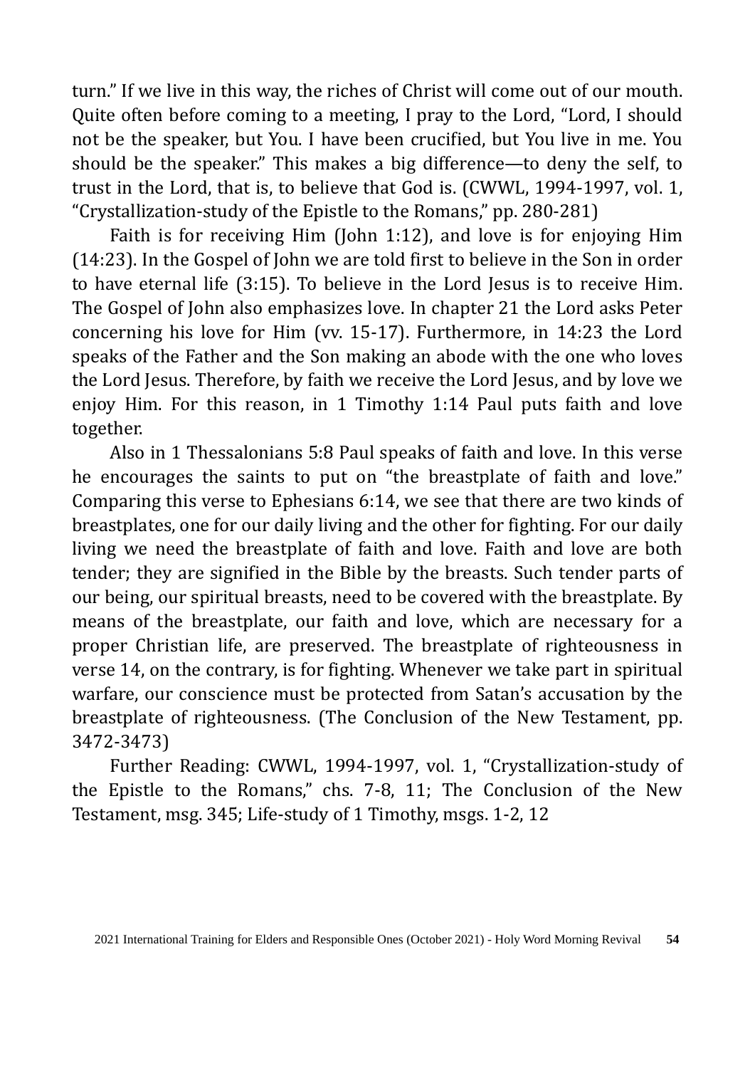turn." If we live in this way, the riches of Christ will come out of our mouth. Quite often before coming to a meeting, I pray to the Lord, "Lord, I should not be the speaker, but You. I have been crucified, but You live in me. You should be the speaker." This makes a big difference—to deny the self, to trust in the Lord, that is, to believe that God is. (CWWL, 1994-1997, vol. 1, "Crystallization-study of the Epistle to the Romans," pp. 280-281)

Faith is for receiving Him (John 1:12), and love is for enjoying Him (14:23). In the Gospel of John we are told first to believe in the Son in order to have eternal life (3:15). To believe in the Lord Jesus is to receive Him. The Gospel of John also emphasizes love. In chapter 21 the Lord asks Peter concerning his love for Him (vv. 15-17). Furthermore, in 14:23 the Lord speaks of the Father and the Son making an abode with the one who loves the Lord Jesus. Therefore, by faith we receive the Lord Jesus, and by love we enjoy Him. For this reason, in 1 Timothy 1:14 Paul puts faith and love together.

Also in 1 Thessalonians 5:8 Paul speaks of faith and love. In this verse he encourages the saints to put on "the breastplate of faith and love." Comparing this verse to Ephesians 6:14, we see that there are two kinds of breastplates, one for our daily living and the other for fighting. For our daily living we need the breastplate of faith and love. Faith and love are both tender; they are signified in the Bible by the breasts. Such tender parts of our being, our spiritual breasts, need to be covered with the breastplate. By means of the breastplate, our faith and love, which are necessary for a proper Christian life, are preserved. The breastplate of righteousness in verse 14, on the contrary, is for fighting. Whenever we take part in spiritual warfare, our conscience must be protected from Satan's accusation by the breastplate of righteousness. (The Conclusion of the New Testament, pp. 3472-3473)

Further Reading: CWWL, 1994-1997, vol. 1, "Crystallization-study of the Epistle to the Romans," chs. 7-8, 11; The Conclusion of the New Testament, msg. 345; Life-study of 1 Timothy, msgs. 1-2, 12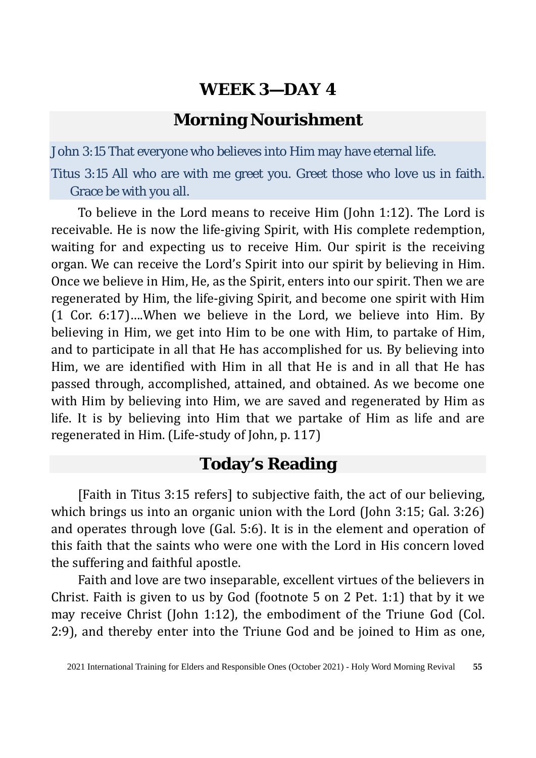# WEEK 3—DAY 4

## Morning Nourishment

John 3:15 That everyone who believes into Him may have eternal life.

Titus 3:15 All who are with me greet you. Greet those who love us in faith. Grace be with you all.

To believe in the Lord means to receive Him (John 1:12). The Lord is receivable. He is now the life-giving Spirit, with His complete redemption, waiting for and expecting us to receive Him. Our spirit is the receiving organ. We can receive the Lord's Spirit into our spirit by believing in Him. Once we believe in Him, He, as the Spirit, enters into our spirit. Then we are regenerated by Him, the life-giving Spirit, and become one spirit with Him (1 Cor. 6:17)....When we believe in the Lord, we believe into Him. By believing in Him, we get into Him to be one with Him, to partake of Him, and to participate in all that He has accomplished for us. By believing into Him, we are identified with Him in all that He is and in all that He has passed through, accomplished, attained, and obtained. As we become one with Him by believing into Him, we are saved and regenerated by Him as life. It is by believing into Him that we partake of Him as life and are regenerated in Him. (Life-study of John, p. 117)

## Today's Reading

[Faith in Titus 3:15 refers] to subjective faith, the act of our believing, which brings us into an organic union with the Lord (John 3:15; Gal. 3:26) and operates through love (Gal. 5:6). It is in the element and operation of this faith that the saints who were one with the Lord in His concern loved the suffering and faithful apostle.

Faith and love are two inseparable, excellent virtues of the believers in Christ. Faith is given to us by God (footnote 5 on 2 Pet. 1:1) that by it we may receive Christ (John 1:12), the embodiment of the Triune God (Col. 2:9), and thereby enter into the Triune God and be joined to Him as one,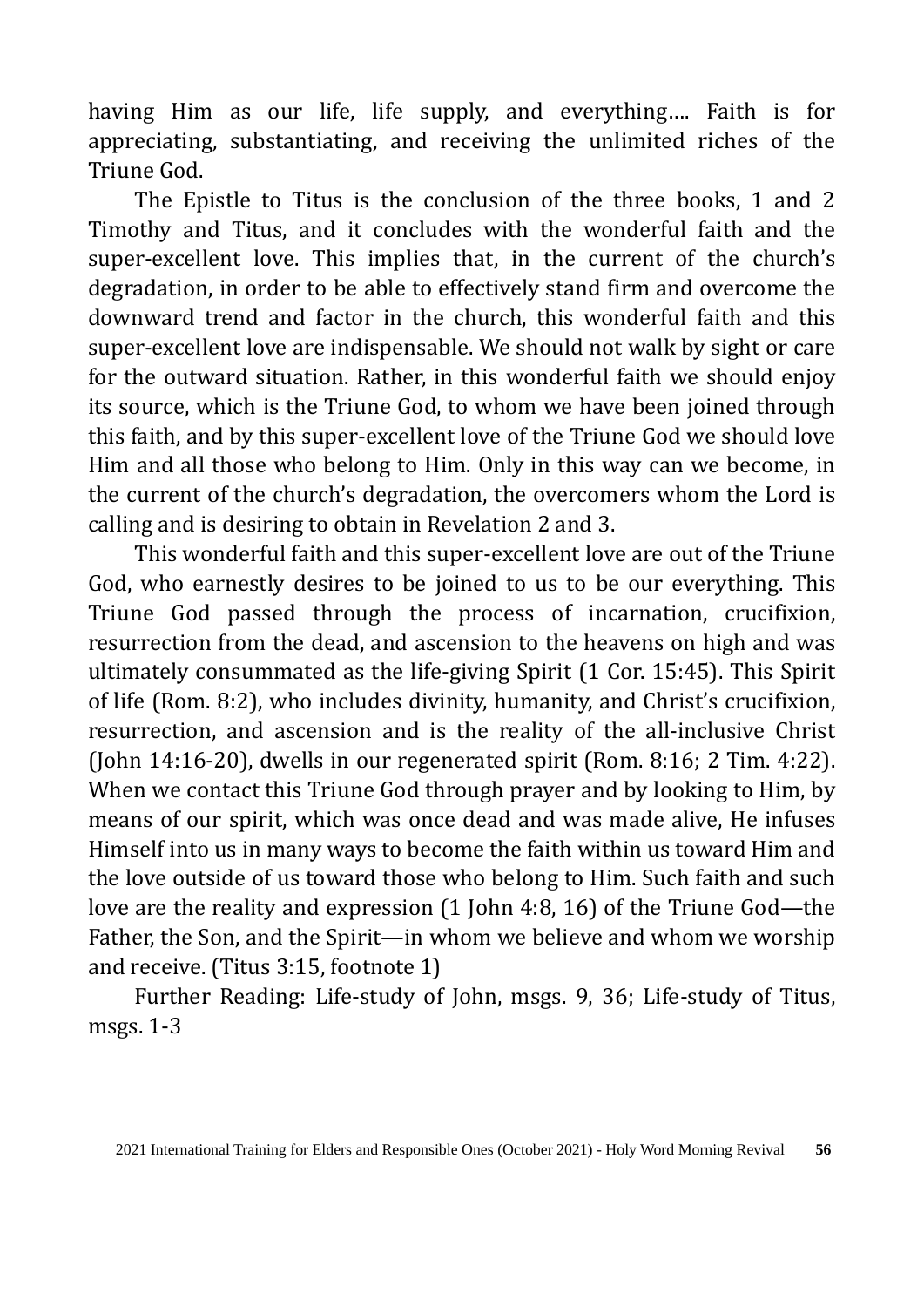having Him as our life, life supply, and everything…. Faith is for appreciating, substantiating, and receiving the unlimited riches of the Triune God.

The Epistle to Titus is the conclusion of the three books, 1 and 2 Timothy and Titus, and it concludes with the wonderful faith and the super-excellent love. This implies that, in the current of the church's degradation, in order to be able to effectively stand firm and overcome the downward trend and factor in the church, this wonderful faith and this super-excellent love are indispensable. We should not walk by sight or care for the outward situation. Rather, in this wonderful faith we should enjoy its source, which is the Triune God, to whom we have been joined through this faith, and by this super-excellent love of the Triune God we should love Him and all those who belong to Him. Only in this way can we become, in the current of the church's degradation, the overcomers whom the Lord is calling and is desiring to obtain in Revelation 2 and 3.

This wonderful faith and this super-excellent love are out of the Triune God, who earnestly desires to be joined to us to be our everything. This Triune God passed through the process of incarnation, crucifixion, resurrection from the dead, and ascension to the heavens on high and was ultimately consummated as the life-giving Spirit (1 Cor. 15:45). This Spirit of life (Rom. 8:2), who includes divinity, humanity, and Christ's crucifixion, resurrection, and ascension and is the reality of the all-inclusive Christ (John 14:16-20), dwells in our regenerated spirit (Rom. 8:16; 2 Tim. 4:22). When we contact this Triune God through prayer and by looking to Him, by means of our spirit, which was once dead and was made alive, He infuses Himself into us in many ways to become the faith within us toward Him and the love outside of us toward those who belong to Him. Such faith and such love are the reality and expression (1 John 4:8, 16) of the Triune God—the Father, the Son, and the Spirit—in whom we believe and whom we worship and receive. (Titus 3:15, footnote 1)

Further Reading: Life-study of John, msgs. 9, 36; Life-study of Titus, msgs. 1-3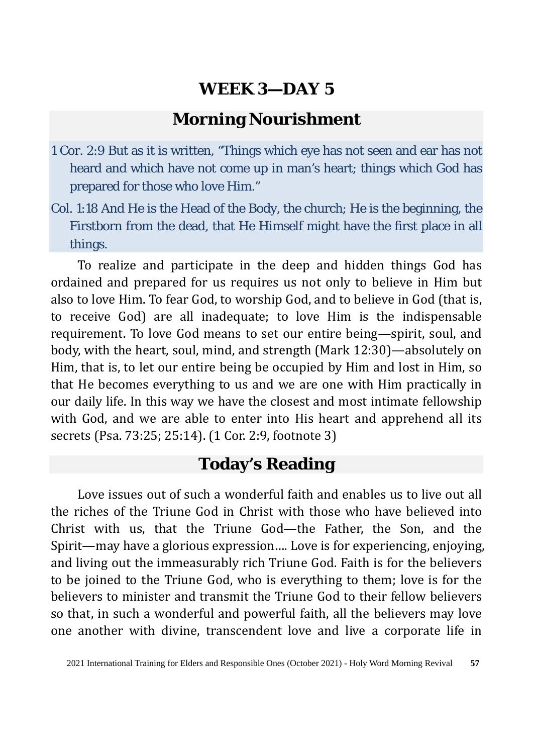# WEEK 3—DAY 5

## Morning Nourishment

1 Cor. 2:9 But as it is written, "Things which eye has not seen and ear has not heard and which have not come up in man's heart; things which God has prepared for those who love Him."

Col. 1:18 And He is the Head of the Body, the church; He is the beginning, the Firstborn from the dead, that He Himself might have the first place in all things.

To realize and participate in the deep and hidden things God has ordained and prepared for us requires us not only to believe in Him but also to love Him. To fear God, to worship God, and to believe in God (that is, to receive God) are all inadequate; to love Him is the indispensable requirement. To love God means to set our entire being—spirit, soul, and body, with the heart, soul, mind, and strength (Mark 12:30)—absolutely on Him, that is, to let our entire being be occupied by Him and lost in Him, so that He becomes everything to us and we are one with Him practically in our daily life. In this way we have the closest and most intimate fellowship with God, and we are able to enter into His heart and apprehend all its secrets (Psa. 73:25; 25:14). (1 Cor. 2:9, footnote 3)

## Today's Reading

Love issues out of such a wonderful faith and enables us to live out all the riches of the Triune God in Christ with those who have believed into Christ with us, that the Triune God—the Father, the Son, and the Spirit—may have a glorious expression…. Love is for experiencing, enjoying, and living out the immeasurably rich Triune God. Faith is for the believers to be joined to the Triune God, who is everything to them; love is for the believers to minister and transmit the Triune God to their fellow believers so that, in such a wonderful and powerful faith, all the believers may love one another with divine, transcendent love and live a corporate life in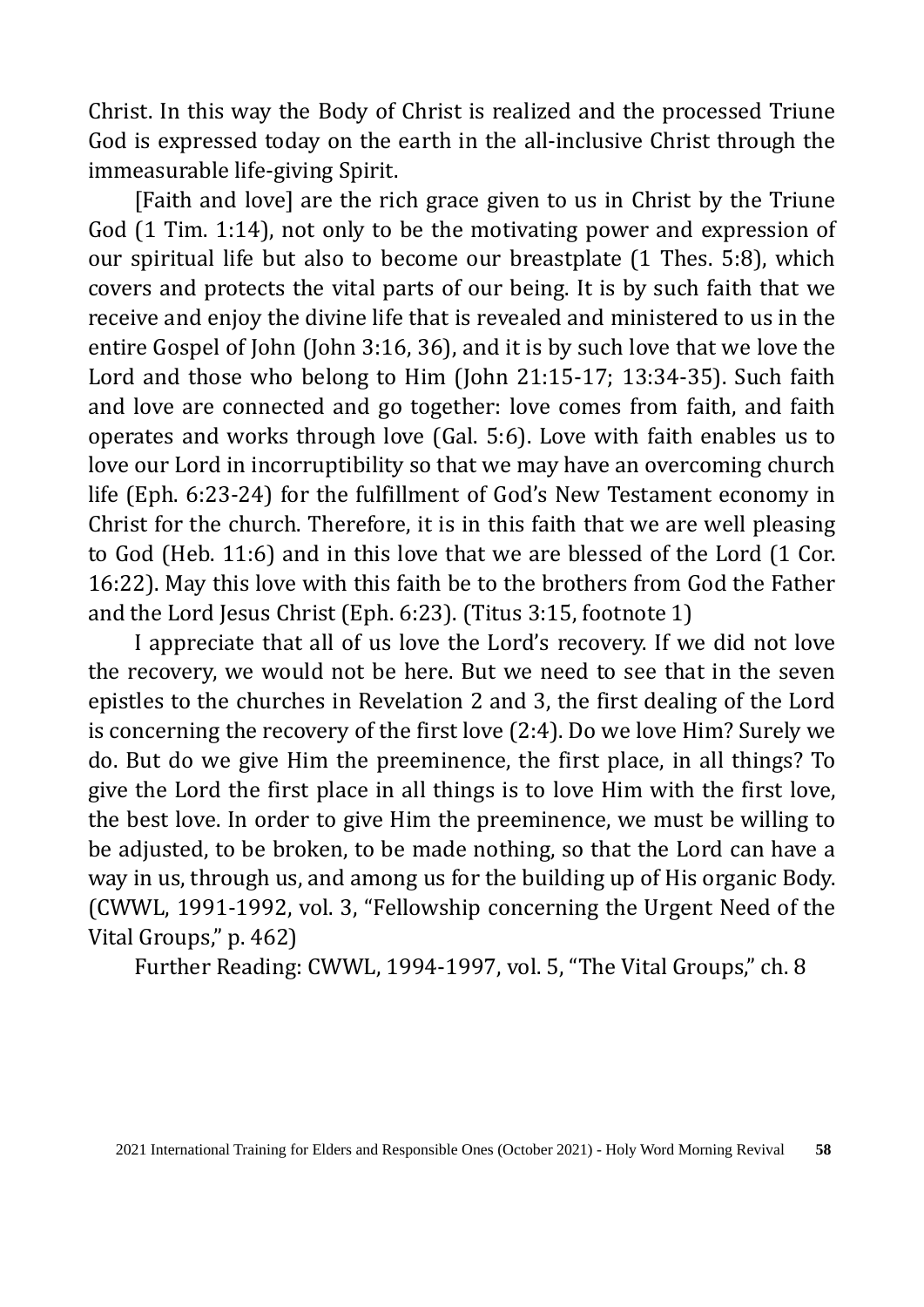Christ. In this way the Body of Christ is realized and the processed Triune God is expressed today on the earth in the all-inclusive Christ through the immeasurable life-giving Spirit.

[Faith and love] are the rich grace given to us in Christ by the Triune God (1 Tim. 1:14), not only to be the motivating power and expression of our spiritual life but also to become our breastplate (1 Thes. 5:8), which covers and protects the vital parts of our being. It is by such faith that we receive and enjoy the divine life that is revealed and ministered to us in the entire Gospel of John (John 3:16, 36), and it is by such love that we love the Lord and those who belong to Him (John 21:15-17; 13:34-35). Such faith and love are connected and go together: love comes from faith, and faith operates and works through love (Gal. 5:6). Love with faith enables us to love our Lord in incorruptibility so that we may have an overcoming church life (Eph. 6:23-24) for the fulfillment of God's New Testament economy in Christ for the church. Therefore, it is in this faith that we are well pleasing to God (Heb. 11:6) and in this love that we are blessed of the Lord (1 Cor. 16:22). May this love with this faith be to the brothers from God the Father and the Lord Jesus Christ (Eph. 6:23). (Titus 3:15, footnote 1)

I appreciate that all of us love the Lord's recovery. If we did not love the recovery, we would not be here. But we need to see that in the seven epistles to the churches in Revelation 2 and 3, the first dealing of the Lord is concerning the recovery of the first love (2:4). Do we love Him? Surely we do. But do we give Him the preeminence, the first place, in all things? To give the Lord the first place in all things is to love Him with the first love, the best love. In order to give Him the preeminence, we must be willing to be adjusted, to be broken, to be made nothing, so that the Lord can have a way in us, through us, and among us for the building up of His organic Body. (CWWL, 1991-1992, vol. 3, "Fellowship concerning the Urgent Need of the Vital Groups," p. 462)

Further Reading: CWWL, 1994-1997, vol. 5, "The Vital Groups," ch. 8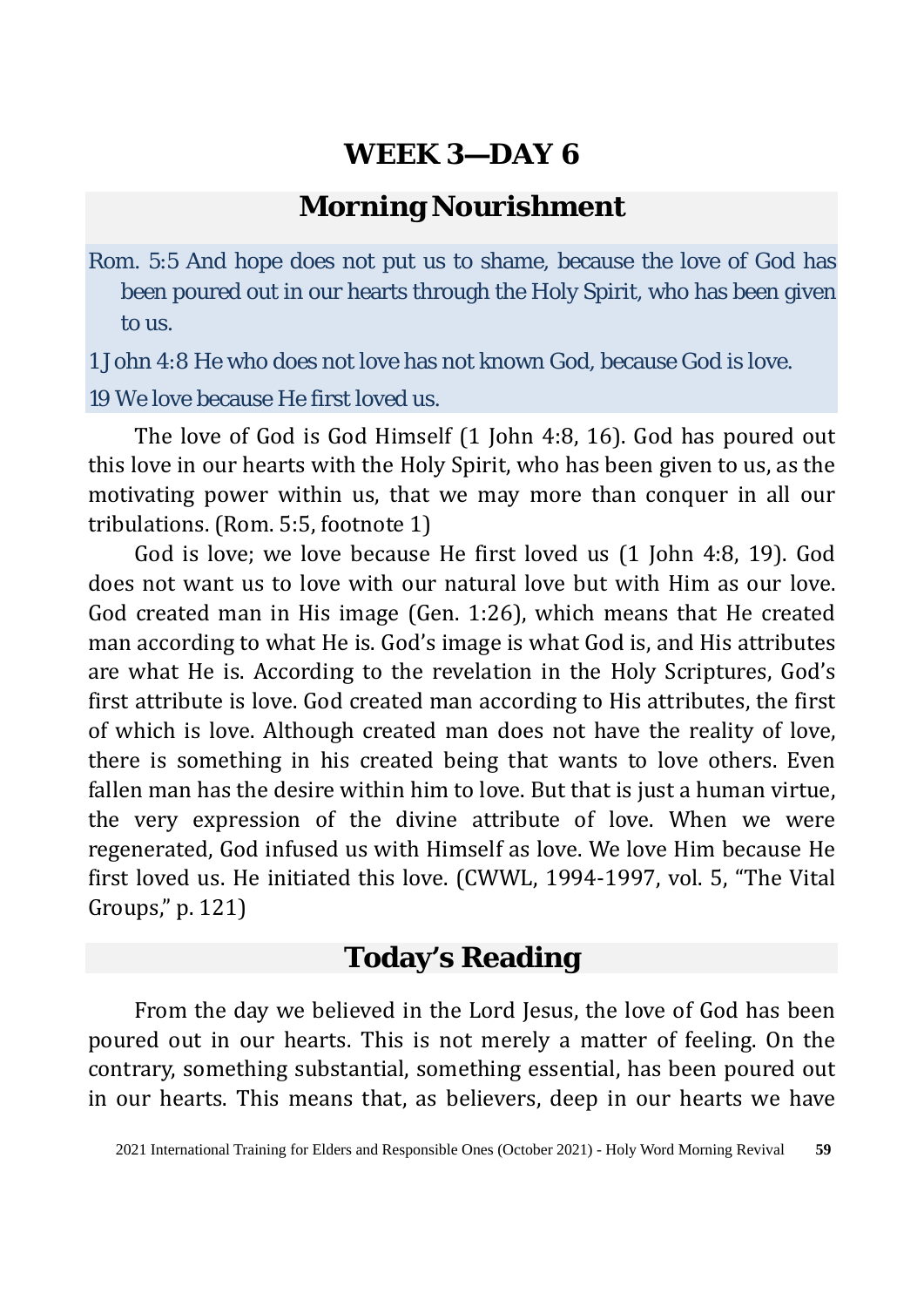# WEEK 3—DAY 6

## Morning Nourishment

Rom. 5:5 And hope does not put us to shame, because the love of God has been poured out in our hearts through the Holy Spirit, who has been given to us.

1 John 4:8 He who does not love has not known God, because God is love.

19 We love because He first loved us.

The love of God is God Himself (1 John 4:8, 16). God has poured out this love in our hearts with the Holy Spirit, who has been given to us, as the motivating power within us, that we may more than conquer in all our tribulations. (Rom. 5:5, footnote 1)

God is love; we love because He first loved us (1 John 4:8, 19). God does not want us to love with our natural love but with Him as our love. God created man in His image (Gen. 1:26), which means that He created man according to what He is. God's image is what God is, and His attributes are what He is. According to the revelation in the Holy Scriptures, God's first attribute is love. God created man according to His attributes, the first of which is love. Although created man does not have the reality of love, there is something in his created being that wants to love others. Even fallen man has the desire within him to love. But that is just a human virtue, the very expression of the divine attribute of love. When we were regenerated, God infused us with Himself as love. We love Him because He first loved us. He initiated this love. (CWWL, 1994-1997, vol. 5, "The Vital Groups," p. 121)

## Today's Reading

From the day we believed in the Lord Jesus, the love of God has been poured out in our hearts. This is not merely a matter of feeling. On the contrary, something substantial, something essential, has been poured out in our hearts. This means that, as believers, deep in our hearts we have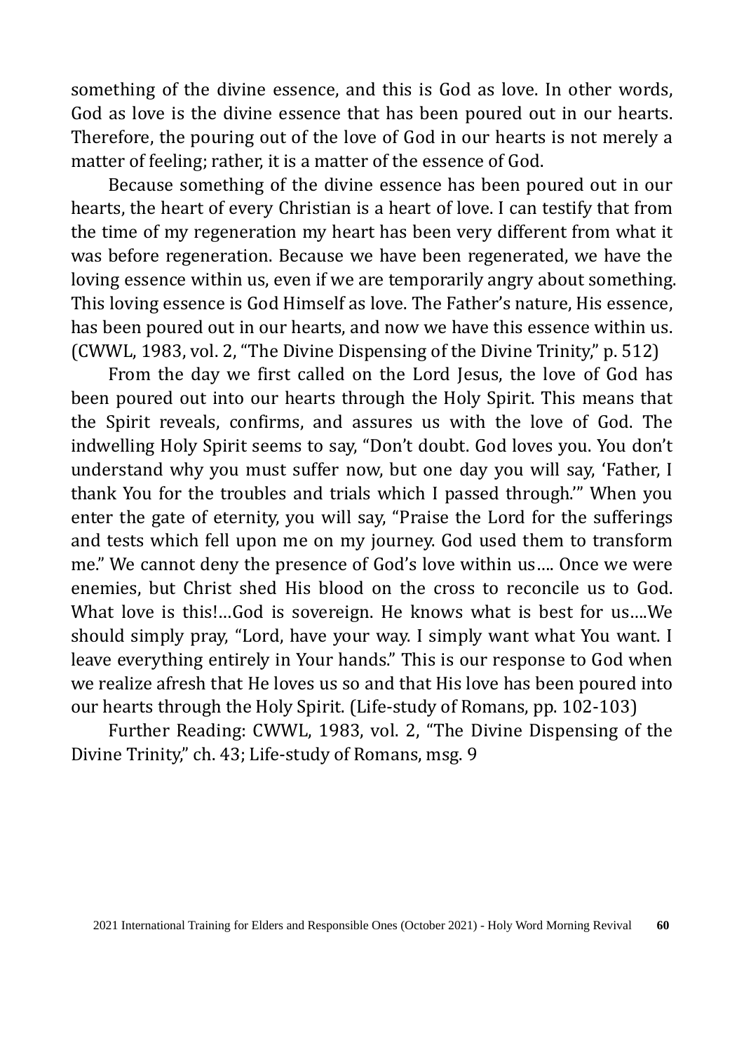something of the divine essence, and this is God as love. In other words, God as love is the divine essence that has been poured out in our hearts. Therefore, the pouring out of the love of God in our hearts is not merely a matter of feeling; rather, it is a matter of the essence of God.

Because something of the divine essence has been poured out in our hearts, the heart of every Christian is a heart of love. I can testify that from the time of my regeneration my heart has been very different from what it was before regeneration. Because we have been regenerated, we have the loving essence within us, even if we are temporarily angry about something. This loving essence is God Himself as love. The Father's nature, His essence, has been poured out in our hearts, and now we have this essence within us. (CWWL, 1983, vol. 2, "The Divine Dispensing of the Divine Trinity," p. 512)

From the day we first called on the Lord Jesus, the love of God has been poured out into our hearts through the Holy Spirit. This means that the Spirit reveals, confirms, and assures us with the love of God. The indwelling Holy Spirit seems to say, "Don't doubt. God loves you. You don't understand why you must suffer now, but one day you will say, 'Father, I thank You for the troubles and trials which I passed through.'" When you enter the gate of eternity, you will say, "Praise the Lord for the sufferings and tests which fell upon me on my journey. God used them to transform me." We cannot deny the presence of God's love within us…. Once we were enemies, but Christ shed His blood on the cross to reconcile us to God. What love is this!…God is sovereign. He knows what is best for us….We should simply pray, "Lord, have your way. I simply want what You want. I leave everything entirely in Your hands." This is our response to God when we realize afresh that He loves us so and that His love has been poured into our hearts through the Holy Spirit. (Life-study of Romans, pp. 102-103)

Further Reading: CWWL, 1983, vol. 2, "The Divine Dispensing of the Divine Trinity," ch. 43; Life-study of Romans, msg. 9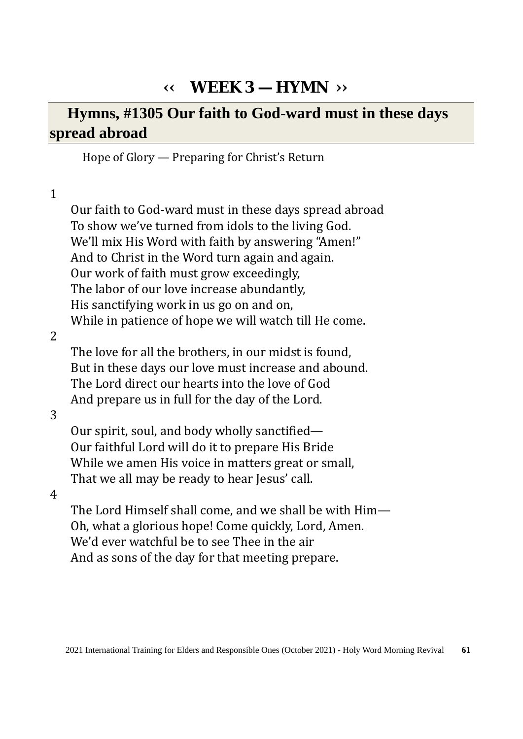# ‹‹ WEEK 3 — HYMN ››

## Hymns, #1305 Our faith to God-ward must in these days spread abroad

Hope of Glory — Preparing for Christ's Return

1

Our faith to God-ward must in these days spread abroad
To show we've turned from idols to the living God.
We'll mix His Word with faith by answering "Amen!"
And to Christ in the Word turn again and again.
Our work of faith must grow exceedingly,
The labor of our love increase abundantly,
His sanctifying work in us go on and on,
While in patience of hope we will watch till He come.

2

The love for all the brothers, in our midst is found,
But in these days our love must increase and abound.
The Lord direct our hearts into the love of God
And prepare us in full for the day of the Lord.

3

Our spirit, soul, and body wholly sanctified—
Our faithful Lord will do it to prepare His Bride
While we amen His voice in matters great or small,
That we all may be ready to hear Jesus' call.

4

The Lord Himself shall come, and we shall be with Him—
Oh, what a glorious hope! Come quickly, Lord, Amen.
We'd ever watchful be to see Thee in the air
And as sons of the day for that meeting prepare.